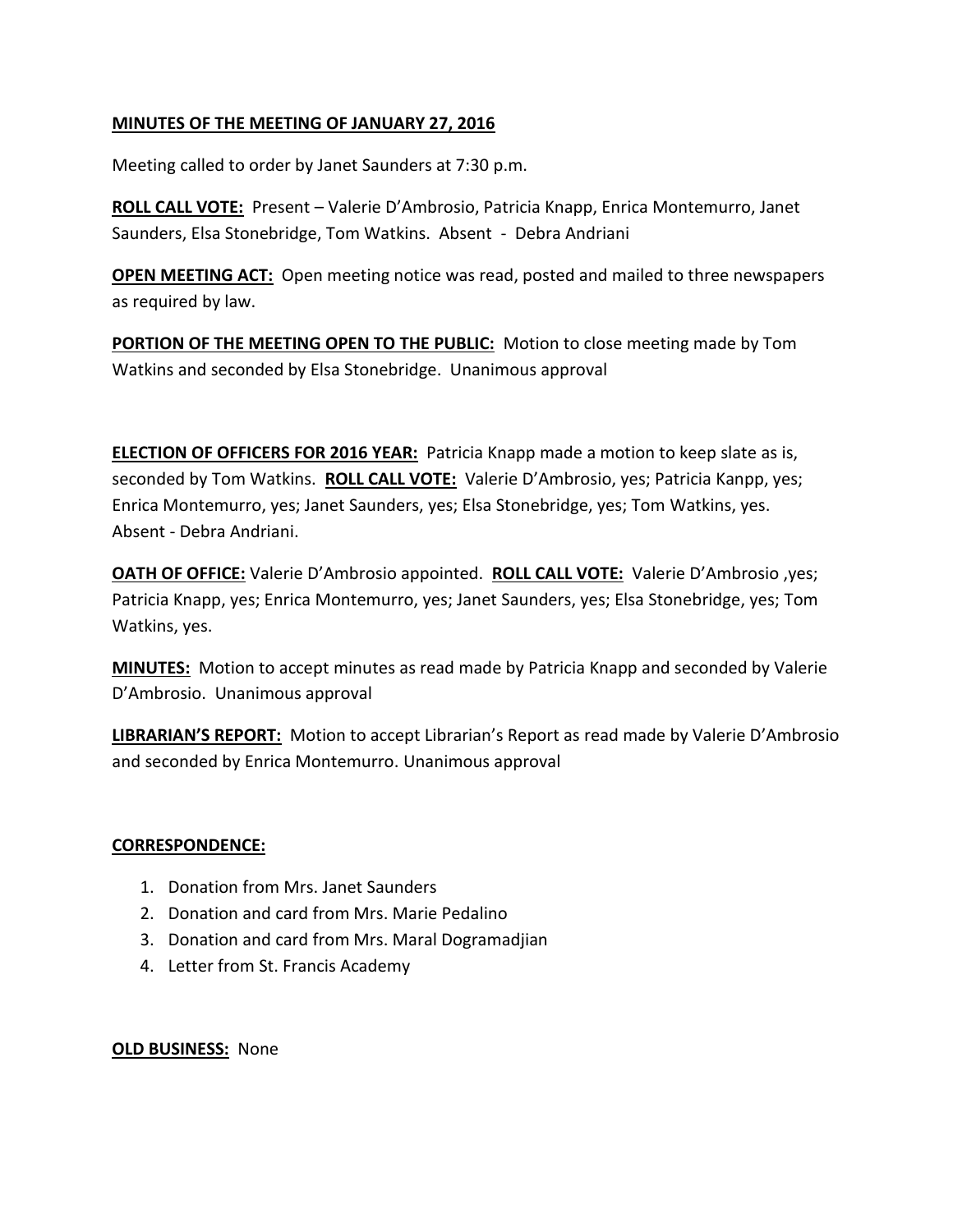**MINUTES OF THE MEETING OF JANUARY 27, 2016**

Meeting called to order by Janet Saunders at 7:30 p.m.

**ROLL CALL VOTE:** Present – Valerie D'Ambrosio, Patricia Knapp, Enrica Montemurro, Janet Saunders, Elsa Stonebridge, Tom Watkins. Absent - Debra Andriani

**OPEN MEETING ACT:** Open meeting notice was read, posted and mailed to three newspapers as required by law.

**PORTION OF THE MEETING OPEN TO THE PUBLIC:** Motion to close meeting made by Tom Watkins and seconded by Elsa Stonebridge. Unanimous approval

**ELECTION OF OFFICERS FOR 2016 YEAR:** Patricia Knapp made a motion to keep slate as is, seconded by Tom Watkins. **ROLL CALL VOTE:** Valerie D'Ambrosio, yes; Patricia Kanpp, yes; Enrica Montemurro, yes; Janet Saunders, yes; Elsa Stonebridge, yes; Tom Watkins, yes. Absent - Debra Andriani.

**OATH OF OFFICE:** Valerie D'Ambrosio appointed. **ROLL CALL VOTE:** Valerie D'Ambrosio ,yes; Patricia Knapp, yes; Enrica Montemurro, yes; Janet Saunders, yes; Elsa Stonebridge, yes; Tom Watkins, yes.

**MINUTES:** Motion to accept minutes as read made by Patricia Knapp and seconded by Valerie D'Ambrosio. Unanimous approval

**LIBRARIAN'S REPORT:** Motion to accept Librarian's Report as read made by Valerie D'Ambrosio and seconded by Enrica Montemurro. Unanimous approval

**CORRESPONDENCE:**

1. Donation from Mrs. Janet Saunders
2. Donation and card from Mrs. Marie Pedalino
3. Donation and card from Mrs. Maral Dogramadjian
4. Letter from St. Francis Academy

**OLD BUSINESS:** None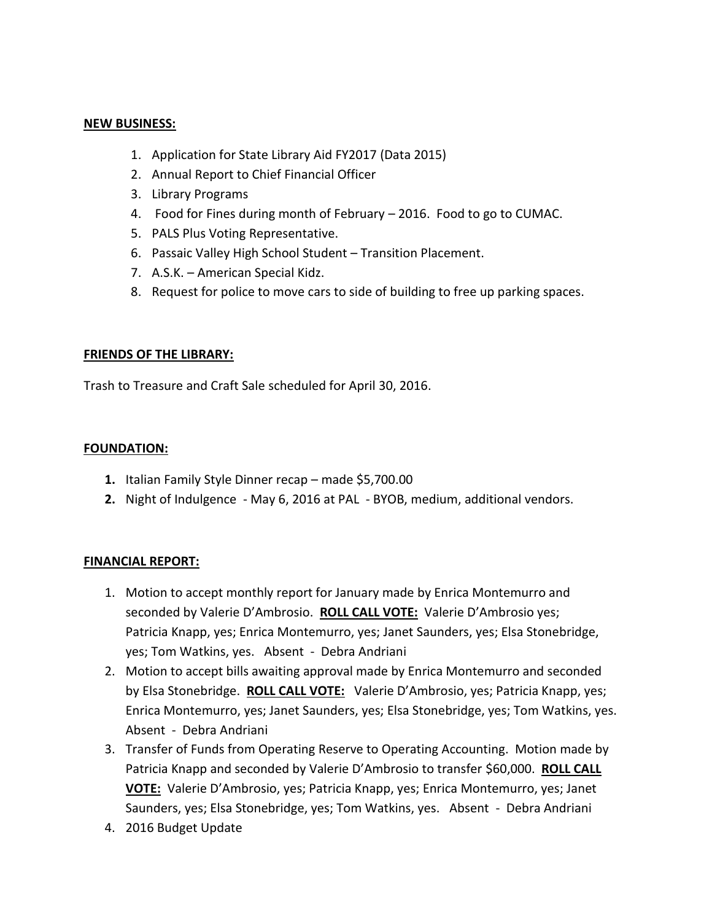**NEW BUSINESS:**

1. Application for State Library Aid FY2017 (Data 2015)
2. Annual Report to Chief Financial Officer
3. Library Programs
4. Food for Fines during month of February – 2016. Food to go to CUMAC.
5. PALS Plus Voting Representative.
6. Passaic Valley High School Student – Transition Placement.
7. A.S.K. – American Special Kidz.
8. Request for police to move cars to side of building to free up parking spaces.

**FRIENDS OF THE LIBRARY:**

Trash to Treasure and Craft Sale scheduled for April 30, 2016.

**FOUNDATION:**

1. Italian Family Style Dinner recap – made $5,700.00
2. Night of Indulgence - May 6, 2016 at PAL - BYOB, medium, additional vendors.

**FINANCIAL REPORT:**

1. Motion to accept monthly report for January made by Enrica Montemurro and seconded by Valerie D'Ambrosio. **ROLL CALL VOTE:** Valerie D'Ambrosio yes; Patricia Knapp, yes; Enrica Montemurro, yes; Janet Saunders, yes; Elsa Stonebridge, yes; Tom Watkins, yes. Absent - Debra Andriani
2. Motion to accept bills awaiting approval made by Enrica Montemurro and seconded by Elsa Stonebridge. **ROLL CALL VOTE:** Valerie D'Ambrosio, yes; Patricia Knapp, yes; Enrica Montemurro, yes; Janet Saunders, yes; Elsa Stonebridge, yes; Tom Watkins, yes. Absent - Debra Andriani
3. Transfer of Funds from Operating Reserve to Operating Accounting. Motion made by Patricia Knapp and seconded by Valerie D'Ambrosio to transfer $60,000. **ROLL CALL VOTE:** Valerie D'Ambrosio, yes; Patricia Knapp, yes; Enrica Montemurro, yes; Janet Saunders, yes; Elsa Stonebridge, yes; Tom Watkins, yes. Absent - Debra Andriani
4. 2016 Budget Update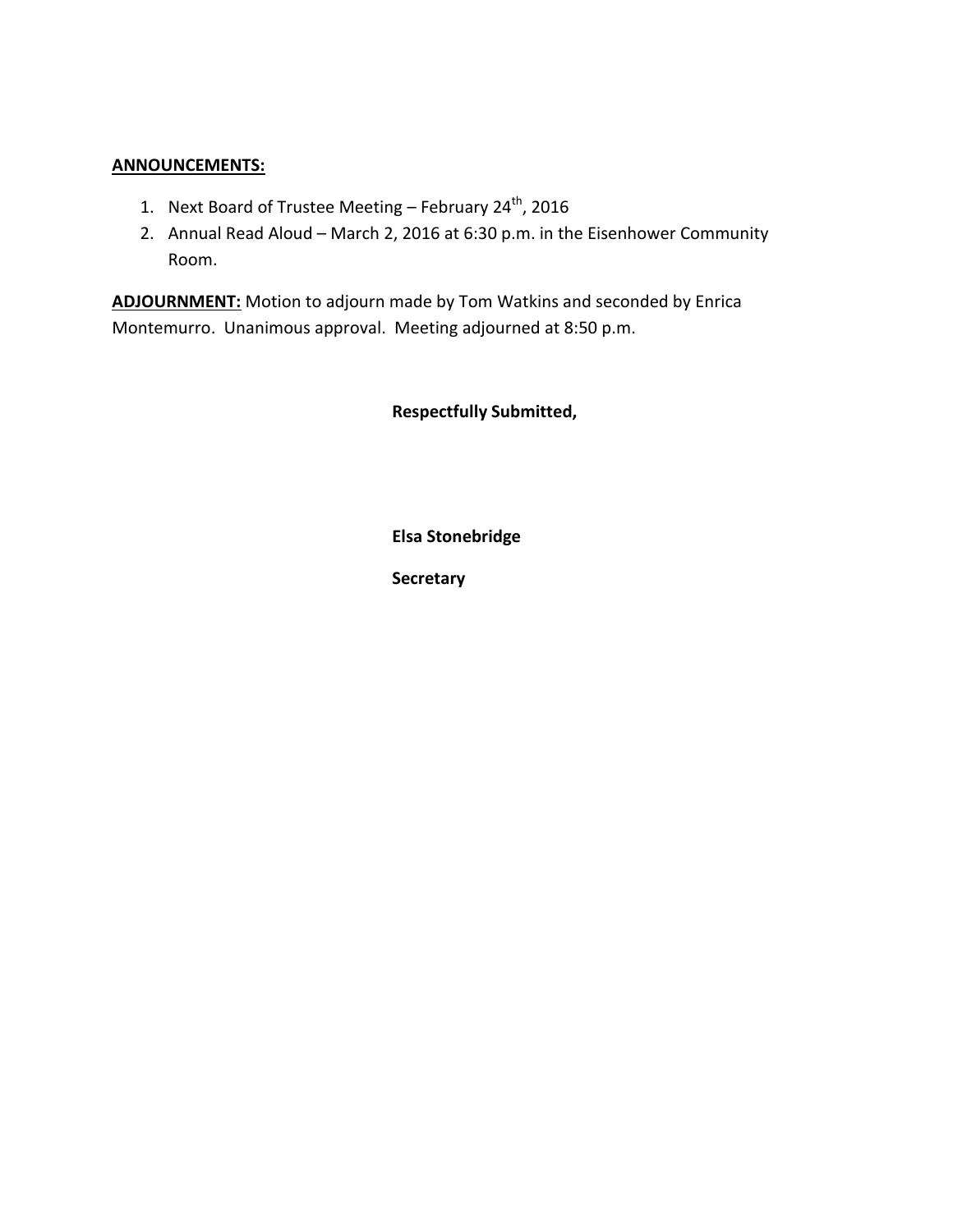**ANNOUNCEMENTS:**

1. Next Board of Trustee Meeting – February 24th, 2016
2. Annual Read Aloud – March 2, 2016 at 6:30 p.m. in the Eisenhower Community Room.

**ADJOURNMENT:** Motion to adjourn made by Tom Watkins and seconded by Enrica Montemurro. Unanimous approval. Meeting adjourned at 8:50 p.m.

**Respectfully Submitted,**

**Elsa Stonebridge**

**Secretary**